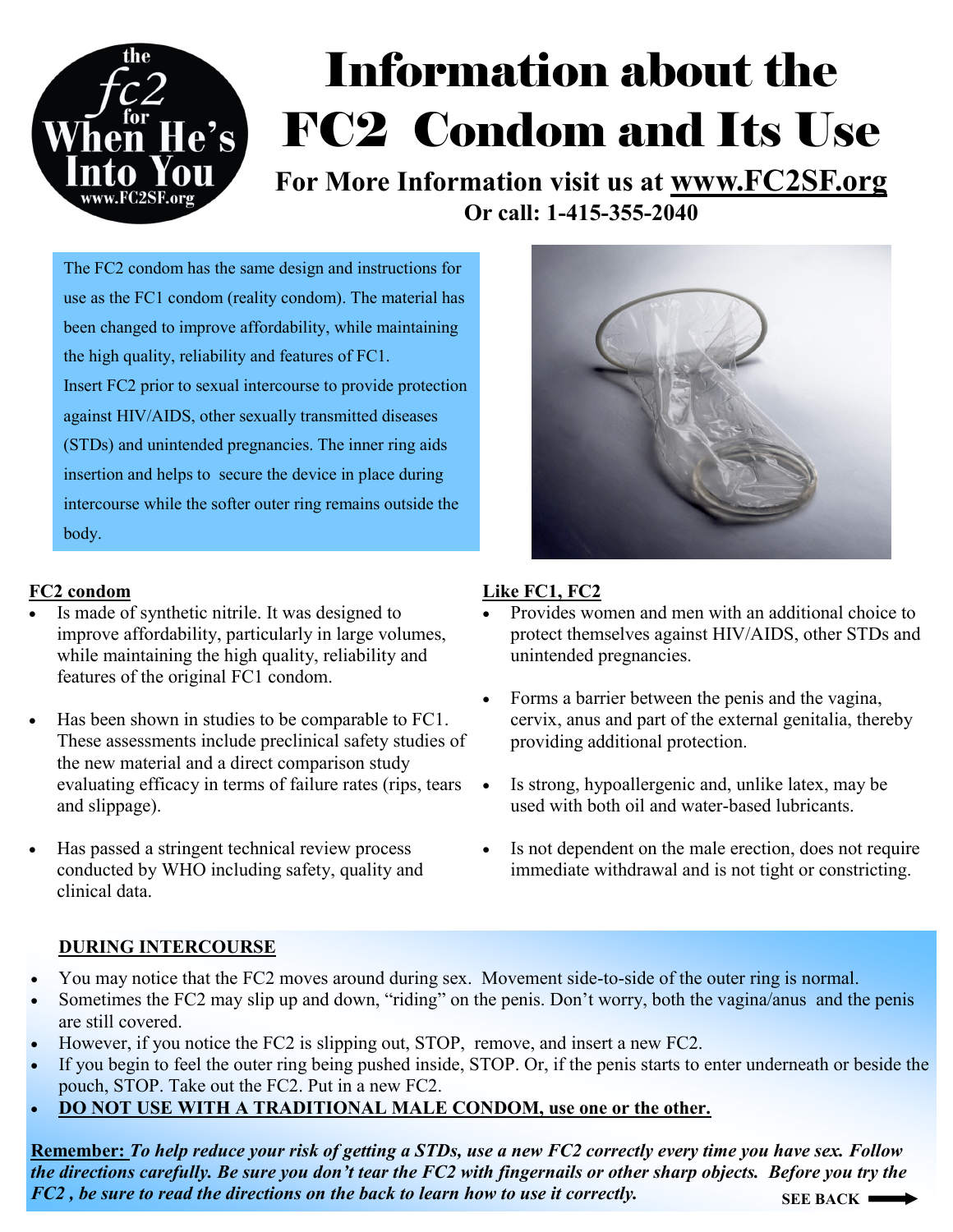the fc2 for When He's Into You www.FC2SF.org

# Information about the FC2 Condom and Its Use

**For More Information visit us at www.FC2SF.org**
**Or call: 1-415-355-2040**

The FC2 condom has the same design and instructions for use as the FC1 condom (reality condom). The material has been changed to improve affordability, while maintaining the high quality, reliability and features of FC1.
Insert FC2 prior to sexual intercourse to provide protection against HIV/AIDS, other sexually transmitted diseases (STDs) and unintended pregnancies. The inner ring aids insertion and helps to secure the device in place during intercourse while the softer outer ring remains outside the body.

**FC2 condom**

- Is made of synthetic nitrile. It was designed to improve affordability, particularly in large volumes, while maintaining the high quality, reliability and features of the original FC1 condom.
- Has been shown in studies to be comparable to FC1. These assessments include preclinical safety studies of the new material and a direct comparison study evaluating efficacy in terms of failure rates (rips, tears and slippage).
- Has passed a stringent technical review process conducted by WHO including safety, quality and clinical data.

**Like FC1, FC2**

- Provides women and men with an additional choice to protect themselves against HIV/AIDS, other STDs and unintended pregnancies.
- Forms a barrier between the penis and the vagina, cervix, anus and part of the external genitalia, thereby providing additional protection.
- Is strong, hypoallergenic and, unlike latex, may be used with both oil and water-based lubricants.
- Is not dependent on the male erection, does not require immediate withdrawal and is not tight or constricting.

**DURING INTERCOURSE**

- You may notice that the FC2 moves around during sex. Movement side-to-side of the outer ring is normal.
- Sometimes the FC2 may slip up and down, "riding" on the penis. Don't worry, both the vagina/anus and the penis are still covered.
- However, if you notice the FC2 is slipping out, STOP, remove, and insert a new FC2.
- If you begin to feel the outer ring being pushed inside, STOP. Or, if the penis starts to enter underneath or beside the pouch, STOP. Take out the FC2. Put in a new FC2.
- **DO NOT USE WITH A TRADITIONAL MALE CONDOM, use one or the other.**

**Remember:** ***To help reduce your risk of getting a STDs, use a new FC2 correctly every time you have sex. Follow the directions carefully. Be sure you don't tear the FC2 with fingernails or other sharp objects. Before you try the FC2 , be sure to read the directions on the back to learn how to use it correctly.***

**SEE BACK →**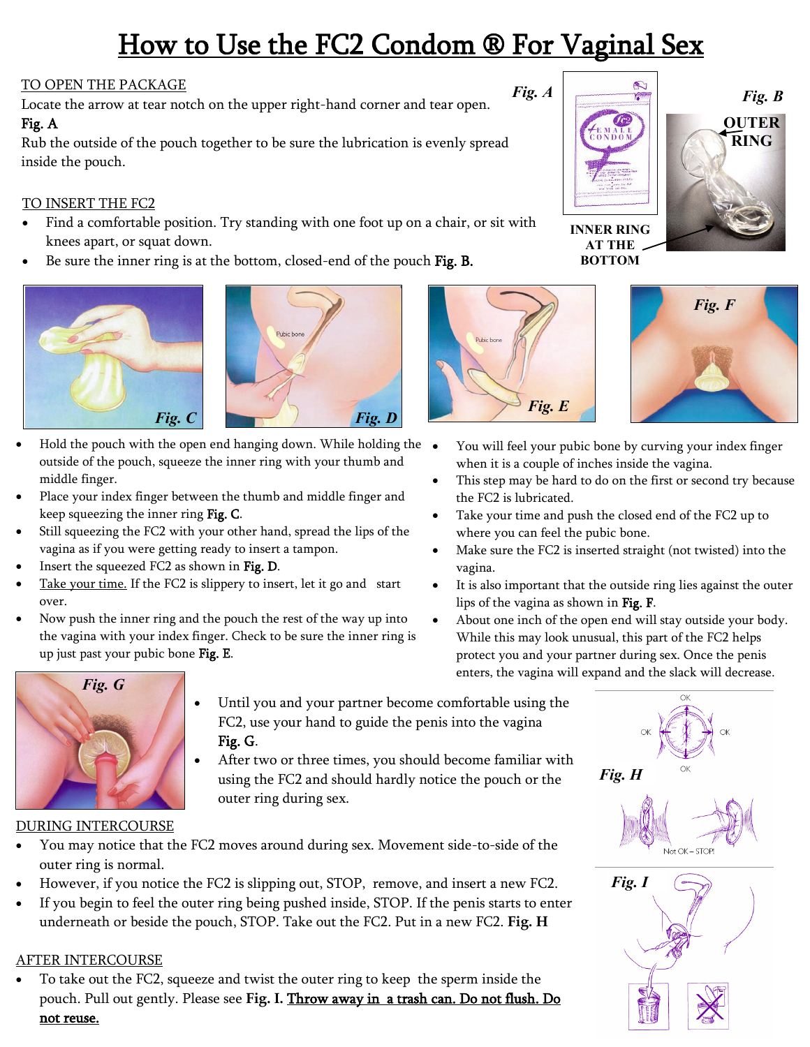# How to Use the FC2 Condom ® For Vaginal Sex

TO OPEN THE PACKAGE

Locate the arrow at tear notch on the upper right-hand corner and tear open. **Fig. A**

Rub the outside of the pouch together to be sure the lubrication is evenly spread inside the pouch.

*Fig. A*

*Fig. B*

**OUTER RING**

**INNER RING AT THE BOTTOM**

TO INSERT THE FC2

- Find a comfortable position. Try standing with one foot up on a chair, or sit with knees apart, or squat down.
- Be sure the inner ring is at the bottom, closed-end of the pouch **Fig. B.**

*Fig. C*

*Fig. D*

*Fig. E*

*Fig. F*

- Hold the pouch with the open end hanging down. While holding the outside of the pouch, squeeze the inner ring with your thumb and middle finger.
- Place your index finger between the thumb and middle finger and keep squeezing the inner ring **Fig. C**.
- Still squeezing the FC2 with your other hand, spread the lips of the vagina as if you were getting ready to insert a tampon.
- Insert the squeezed FC2 as shown in **Fig. D**.
- Take your time. If the FC2 is slippery to insert, let it go and start over.
- Now push the inner ring and the pouch the rest of the way up into the vagina with your index finger. Check to be sure the inner ring is up just past your pubic bone **Fig. E**.
- You will feel your pubic bone by curving your index finger when it is a couple of inches inside the vagina.
- This step may be hard to do on the first or second try because the FC2 is lubricated.
- Take your time and push the closed end of the FC2 up to where you can feel the pubic bone.
- Make sure the FC2 is inserted straight (not twisted) into the vagina.
- It is also important that the outside ring lies against the outer lips of the vagina as shown in **Fig. F**.
- About one inch of the open end will stay outside your body. While this may look unusual, this part of the FC2 helps protect you and your partner during sex. Once the penis enters, the vagina will expand and the slack will decrease.

*Fig. G*

- Until you and your partner become comfortable using the FC2, use your hand to guide the penis into the vagina **Fig. G**.
- After two or three times, you should become familiar with using the FC2 and should hardly notice the pouch or the outer ring during sex.

*Fig. H*

OK

OK

OK

OK

Not OK – STOP!

DURING INTERCOURSE

- You may notice that the FC2 moves around during sex. Movement side-to-side of the outer ring is normal.
- However, if you notice the FC2 is slipping out, STOP, remove, and insert a new FC2.
- If you begin to feel the outer ring being pushed inside, STOP. If the penis starts to enter underneath or beside the pouch, STOP. Take out the FC2. Put in a new FC2. **Fig. H**

*Fig. I*

AFTER INTERCOURSE

- To take out the FC2, squeeze and twist the outer ring to keep the sperm inside the pouch. Pull out gently. Please see **Fig. I.** Throw away in a trash can. Do not flush. Do not reuse.